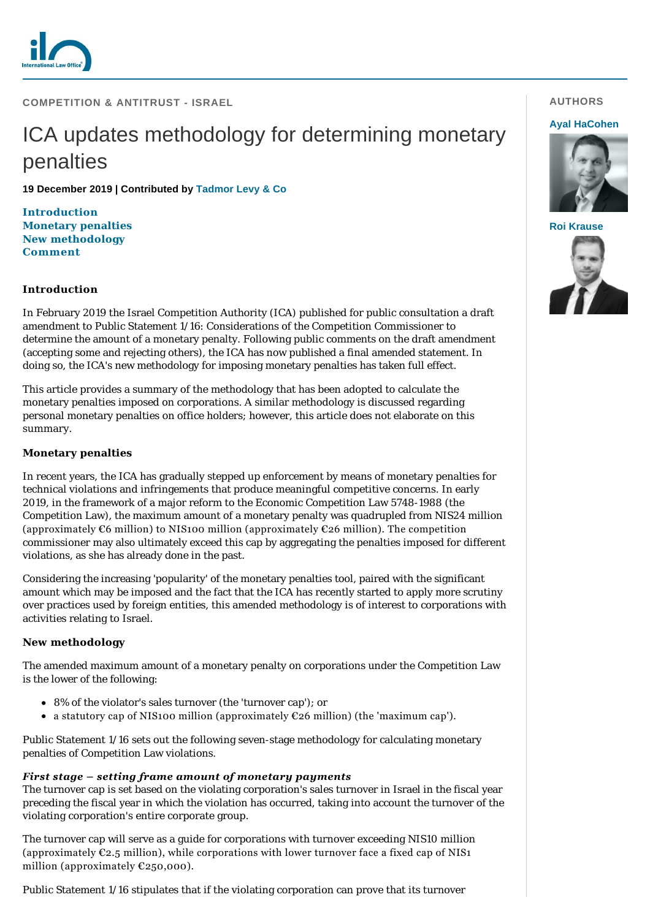**COMPETITION & ANTITRUST - ISRAEL**

# ICA updates methodology for determining monetary penalties

**19 December 2019 | Contributed by Tadmor Levy & Co**

**AUTHORS**

**Ayal HaCohen**

**Roi Krause**

**Introduction**
**Monetary penalties**
**New methodology**
**Comment**

## Introduction

In February 2019 the Israel Competition Authority (ICA) published for public consultation a draft amendment to Public Statement 1/16: Considerations of the Competition Commissioner to determine the amount of a monetary penalty. Following public comments on the draft amendment (accepting some and rejecting others), the ICA has now published a final amended statement. In doing so, the ICA's new methodology for imposing monetary penalties has taken full effect.

This article provides a summary of the methodology that has been adopted to calculate the monetary penalties imposed on corporations. A similar methodology is discussed regarding personal monetary penalties on office holders; however, this article does not elaborate on this summary.

## Monetary penalties

In recent years, the ICA has gradually stepped up enforcement by means of monetary penalties for technical violations and infringements that produce meaningful competitive concerns. In early 2019, in the framework of a major reform to the Economic Competition Law 5748-1988 (the Competition Law), the maximum amount of a monetary penalty was quadrupled from NIS24 million (approximately €6 million) to NIS100 million (approximately €26 million). The competition commissioner may also ultimately exceed this cap by aggregating the penalties imposed for different violations, as she has already done in the past.

Considering the increasing 'popularity' of the monetary penalties tool, paired with the significant amount which may be imposed and the fact that the ICA has recently started to apply more scrutiny over practices used by foreign entities, this amended methodology is of interest to corporations with activities relating to Israel.

## New methodology

The amended maximum amount of a monetary penalty on corporations under the Competition Law is the lower of the following:

- 8% of the violator's sales turnover (the 'turnover cap'); or
- a statutory cap of NIS100 million (approximately €26 million) (the 'maximum cap').

Public Statement 1/16 sets out the following seven-stage methodology for calculating monetary penalties of Competition Law violations.

***First stage – setting frame amount of monetary payments***

The turnover cap is set based on the violating corporation's sales turnover in Israel in the fiscal year preceding the fiscal year in which the violation has occurred, taking into account the turnover of the violating corporation's entire corporate group.

The turnover cap will serve as a guide for corporations with turnover exceeding NIS10 million (approximately €2.5 million), while corporations with lower turnover face a fixed cap of NIS1 million (approximately €250,000).

Public Statement 1/16 stipulates that if the violating corporation can prove that its turnover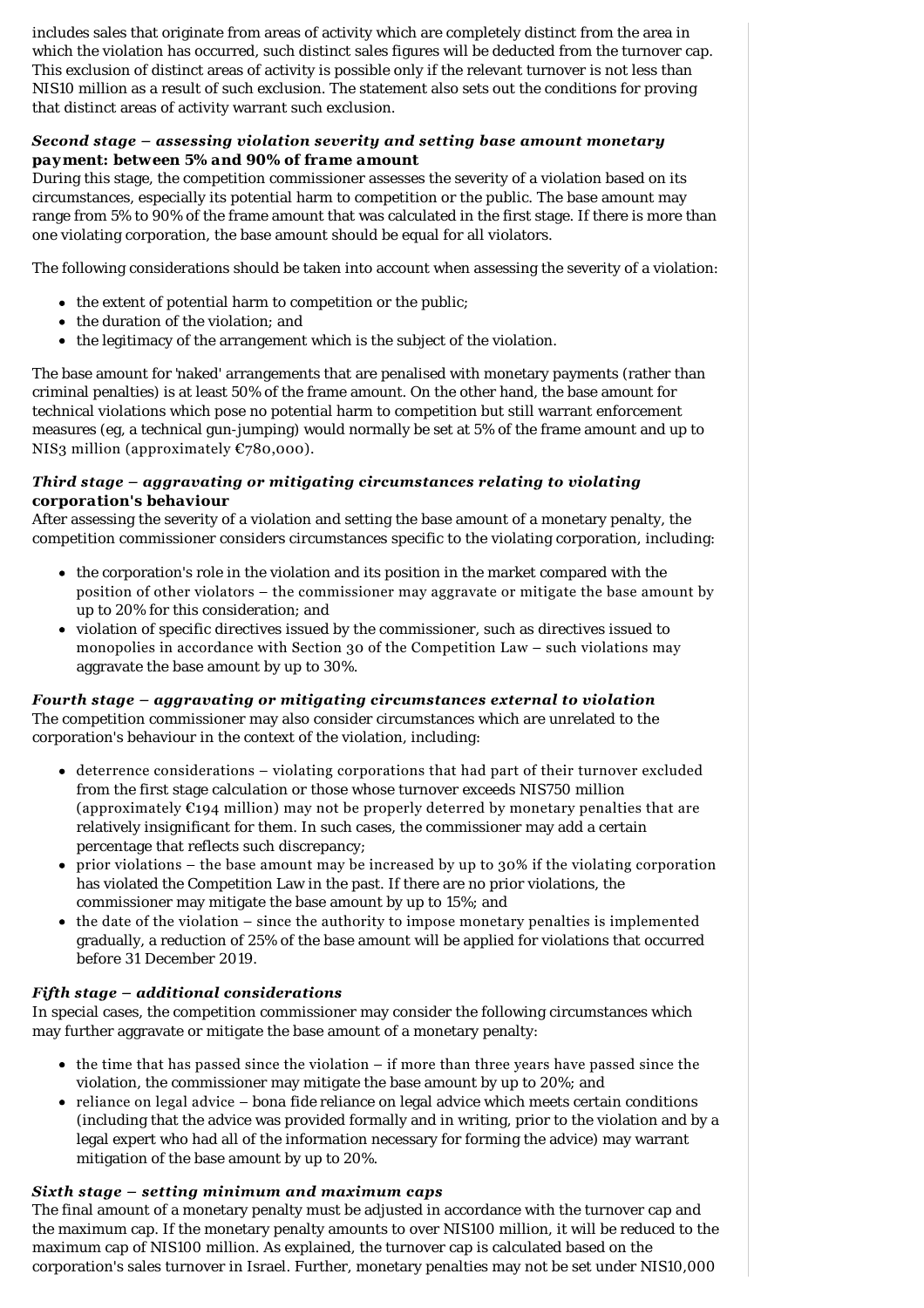includes sales that originate from areas of activity which are completely distinct from the area in which the violation has occurred, such distinct sales figures will be deducted from the turnover cap. This exclusion of distinct areas of activity is possible only if the relevant turnover is not less than NIS10 million as a result of such exclusion. The statement also sets out the conditions for proving that distinct areas of activity warrant such exclusion.

***Second stage – assessing violation severity and setting base amount monetary payment: between 5% and 90% of frame amount***

During this stage, the competition commissioner assesses the severity of a violation based on its circumstances, especially its potential harm to competition or the public. The base amount may range from 5% to 90% of the frame amount that was calculated in the first stage. If there is more than one violating corporation, the base amount should be equal for all violators.

The following considerations should be taken into account when assessing the severity of a violation:

- the extent of potential harm to competition or the public;
- the duration of the violation; and
- the legitimacy of the arrangement which is the subject of the violation.

The base amount for 'naked' arrangements that are penalised with monetary payments (rather than criminal penalties) is at least 50% of the frame amount. On the other hand, the base amount for technical violations which pose no potential harm to competition but still warrant enforcement measures (eg, a technical gun-jumping) would normally be set at 5% of the frame amount and up to NIS3 million (approximately €780,000).

***Third stage – aggravating or mitigating circumstances relating to violating corporation's behaviour***

After assessing the severity of a violation and setting the base amount of a monetary penalty, the competition commissioner considers circumstances specific to the violating corporation, including:

- the corporation's role in the violation and its position in the market compared with the position of other violators – the commissioner may aggravate or mitigate the base amount by up to 20% for this consideration; and
- violation of specific directives issued by the commissioner, such as directives issued to monopolies in accordance with Section 30 of the Competition Law – such violations may aggravate the base amount by up to 30%.

***Fourth stage – aggravating or mitigating circumstances external to violation***

The competition commissioner may also consider circumstances which are unrelated to the corporation's behaviour in the context of the violation, including:

- deterrence considerations – violating corporations that had part of their turnover excluded from the first stage calculation or those whose turnover exceeds NIS750 million (approximately €194 million) may not be properly deterred by monetary penalties that are relatively insignificant for them. In such cases, the commissioner may add a certain percentage that reflects such discrepancy;
- prior violations – the base amount may be increased by up to 30% if the violating corporation has violated the Competition Law in the past. If there are no prior violations, the commissioner may mitigate the base amount by up to 15%; and
- the date of the violation – since the authority to impose monetary penalties is implemented gradually, a reduction of 25% of the base amount will be applied for violations that occurred before 31 December 2019.

***Fifth stage – additional considerations***

In special cases, the competition commissioner may consider the following circumstances which may further aggravate or mitigate the base amount of a monetary penalty:

- the time that has passed since the violation – if more than three years have passed since the violation, the commissioner may mitigate the base amount by up to 20%; and
- reliance on legal advice – bona fide reliance on legal advice which meets certain conditions (including that the advice was provided formally and in writing, prior to the violation and by a legal expert who had all of the information necessary for forming the advice) may warrant mitigation of the base amount by up to 20%.

***Sixth stage – setting minimum and maximum caps***

The final amount of a monetary penalty must be adjusted in accordance with the turnover cap and the maximum cap. If the monetary penalty amounts to over NIS100 million, it will be reduced to the maximum cap of NIS100 million. As explained, the turnover cap is calculated based on the corporation's sales turnover in Israel. Further, monetary penalties may not be set under NIS10,000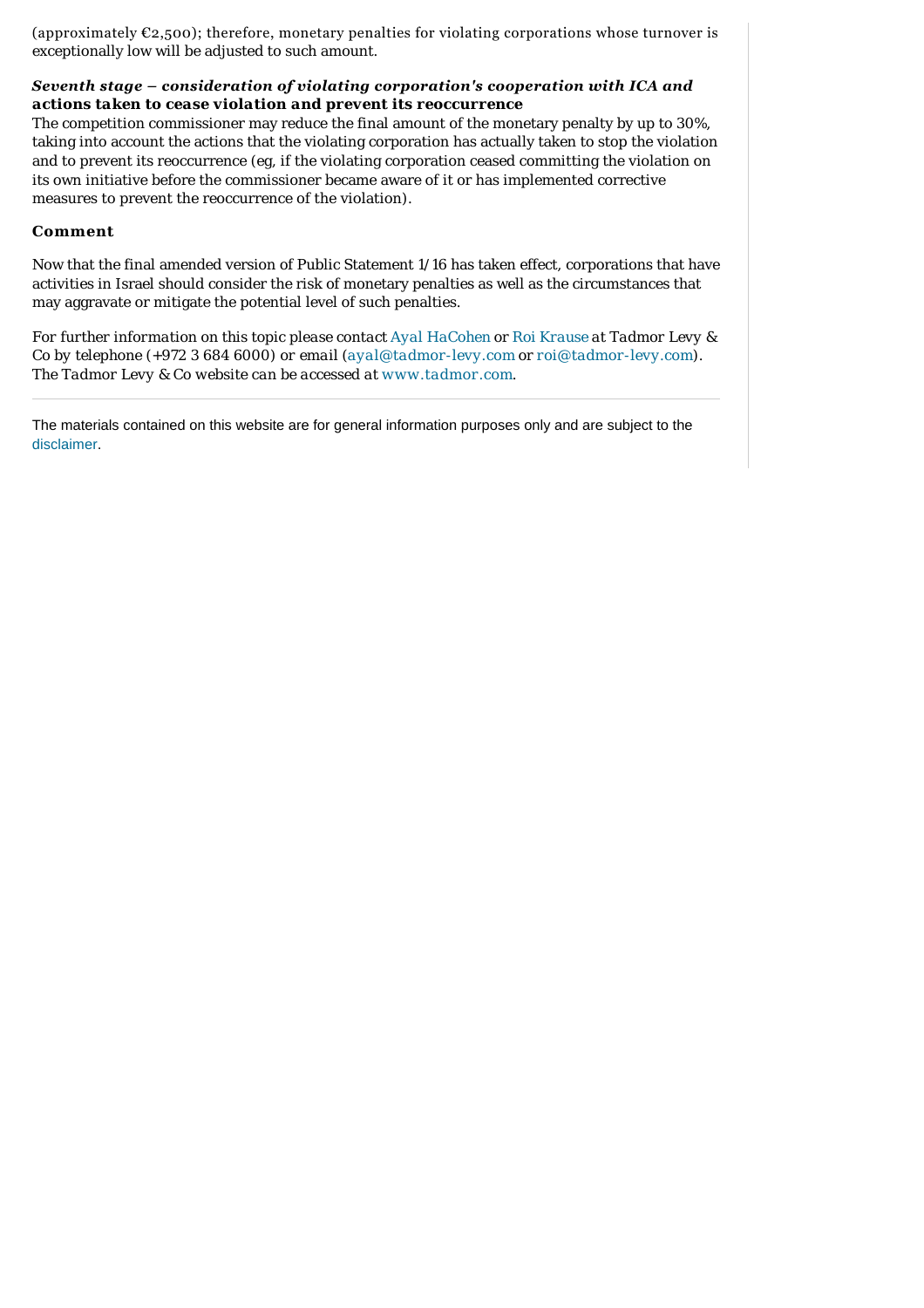(approximately €2,500); therefore, monetary penalties for violating corporations whose turnover is exceptionally low will be adjusted to such amount.

***Seventh stage – consideration of violating corporation's cooperation with ICA and* actions taken to cease violation and prevent its reoccurrence**

The competition commissioner may reduce the final amount of the monetary penalty by up to 30%, taking into account the actions that the violating corporation has actually taken to stop the violation and to prevent its reoccurrence (eg, if the violating corporation ceased committing the violation on its own initiative before the commissioner became aware of it or has implemented corrective measures to prevent the reoccurrence of the violation).

### Comment

Now that the final amended version of Public Statement 1/16 has taken effect, corporations that have activities in Israel should consider the risk of monetary penalties as well as the circumstances that may aggravate or mitigate the potential level of such penalties.

*For further information on this topic please contact* Ayal HaCohen *or* Roi Krause *at Tadmor Levy & Co by telephone (+972 3 684 6000) or email (*ayal@tadmor-levy.com *or* roi@tadmor-levy.com*). The Tadmor Levy & Co website can be accessed at* www.tadmor.com.

---

The materials contained on this website are for general information purposes only and are subject to the disclaimer.